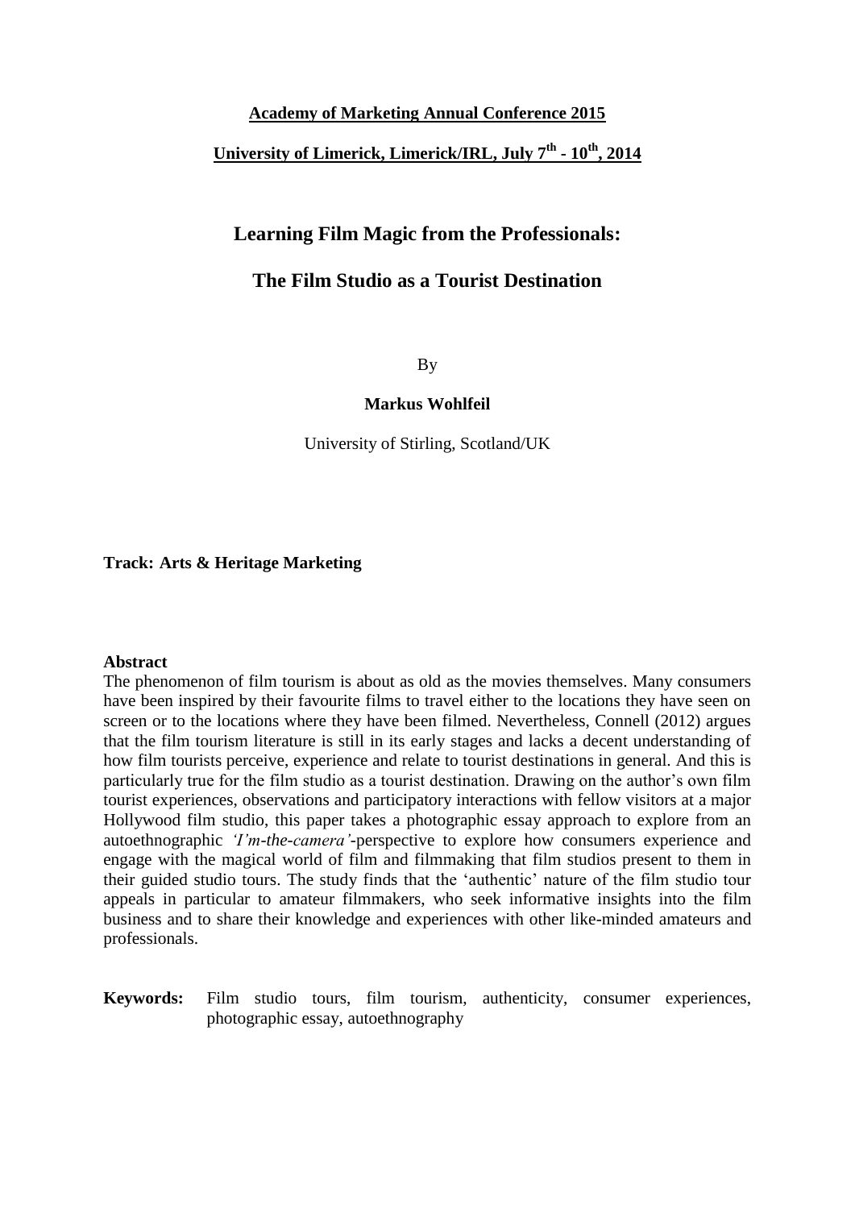**Academy of Marketing Annual Conference 2015**

**University of Limerick, Limerick/IRL, July 7th - 10th, 2014**

# Learning Film Magic from the Professionals:

# The Film Studio as a Tourist Destination

By

**Markus Wohlfeil**

University of Stirling, Scotland/UK

**Track: Arts & Heritage Marketing**

**Abstract**

The phenomenon of film tourism is about as old as the movies themselves. Many consumers have been inspired by their favourite films to travel either to the locations they have seen on screen or to the locations where they have been filmed. Nevertheless, Connell (2012) argues that the film tourism literature is still in its early stages and lacks a decent understanding of how film tourists perceive, experience and relate to tourist destinations in general. And this is particularly true for the film studio as a tourist destination. Drawing on the author's own film tourist experiences, observations and participatory interactions with fellow visitors at a major Hollywood film studio, this paper takes a photographic essay approach to explore from an autoethnographic *'I'm-the-camera'*-perspective to explore how consumers experience and engage with the magical world of film and filmmaking that film studios present to them in their guided studio tours. The study finds that the 'authentic' nature of the film studio tour appeals in particular to amateur filmmakers, who seek informative insights into the film business and to share their knowledge and experiences with other like-minded amateurs and professionals.

**Keywords:** Film studio tours, film tourism, authenticity, consumer experiences, photographic essay, autoethnography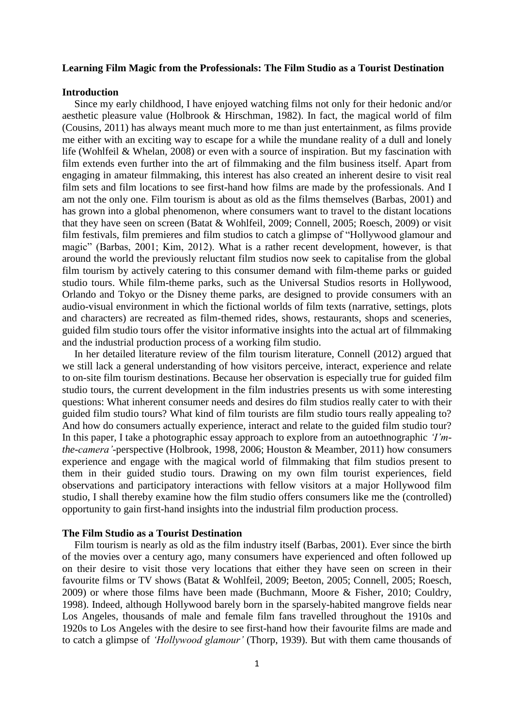**Learning Film Magic from the Professionals: The Film Studio as a Tourist Destination**

## Introduction

Since my early childhood, I have enjoyed watching films not only for their hedonic and/or aesthetic pleasure value (Holbrook & Hirschman, 1982). In fact, the magical world of film (Cousins, 2011) has always meant much more to me than just entertainment, as films provide me either with an exciting way to escape for a while the mundane reality of a dull and lonely life (Wohlfeil & Whelan, 2008) or even with a source of inspiration. But my fascination with film extends even further into the art of filmmaking and the film business itself. Apart from engaging in amateur filmmaking, this interest has also created an inherent desire to visit real film sets and film locations to see first-hand how films are made by the professionals. And I am not the only one. Film tourism is about as old as the films themselves (Barbas, 2001) and has grown into a global phenomenon, where consumers want to travel to the distant locations that they have seen on screen (Batat & Wohlfeil, 2009; Connell, 2005; Roesch, 2009) or visit film festivals, film premieres and film studios to catch a glimpse of "Hollywood glamour and magic" (Barbas, 2001; Kim, 2012). What is a rather recent development, however, is that around the world the previously reluctant film studios now seek to capitalise from the global film tourism by actively catering to this consumer demand with film-theme parks or guided studio tours. While film-theme parks, such as the Universal Studios resorts in Hollywood, Orlando and Tokyo or the Disney theme parks, are designed to provide consumers with an audio-visual environment in which the fictional worlds of film texts (narrative, settings, plots and characters) are recreated as film-themed rides, shows, restaurants, shops and sceneries, guided film studio tours offer the visitor informative insights into the actual art of filmmaking and the industrial production process of a working film studio.

In her detailed literature review of the film tourism literature, Connell (2012) argued that we still lack a general understanding of how visitors perceive, interact, experience and relate to on-site film tourism destinations. Because her observation is especially true for guided film studio tours, the current development in the film industries presents us with some interesting questions: What inherent consumer needs and desires do film studios really cater to with their guided film studio tours? What kind of film tourists are film studio tours really appealing to? And how do consumers actually experience, interact and relate to the guided film studio tour? In this paper, I take a photographic essay approach to explore from an autoethnographic *'I'm-the-camera'*-perspective (Holbrook, 1998, 2006; Houston & Meamber, 2011) how consumers experience and engage with the magical world of filmmaking that film studios present to them in their guided studio tours. Drawing on my own film tourist experiences, field observations and participatory interactions with fellow visitors at a major Hollywood film studio, I shall thereby examine how the film studio offers consumers like me the (controlled) opportunity to gain first-hand insights into the industrial film production process.

## The Film Studio as a Tourist Destination

Film tourism is nearly as old as the film industry itself (Barbas, 2001). Ever since the birth of the movies over a century ago, many consumers have experienced and often followed up on their desire to visit those very locations that either they have seen on screen in their favourite films or TV shows (Batat & Wohlfeil, 2009; Beeton, 2005; Connell, 2005; Roesch, 2009) or where those films have been made (Buchmann, Moore & Fisher, 2010; Couldry, 1998). Indeed, although Hollywood barely born in the sparsely-habited mangrove fields near Los Angeles, thousands of male and female film fans travelled throughout the 1910s and 1920s to Los Angeles with the desire to see first-hand how their favourite films are made and to catch a glimpse of *'Hollywood glamour'* (Thorp, 1939). But with them came thousands of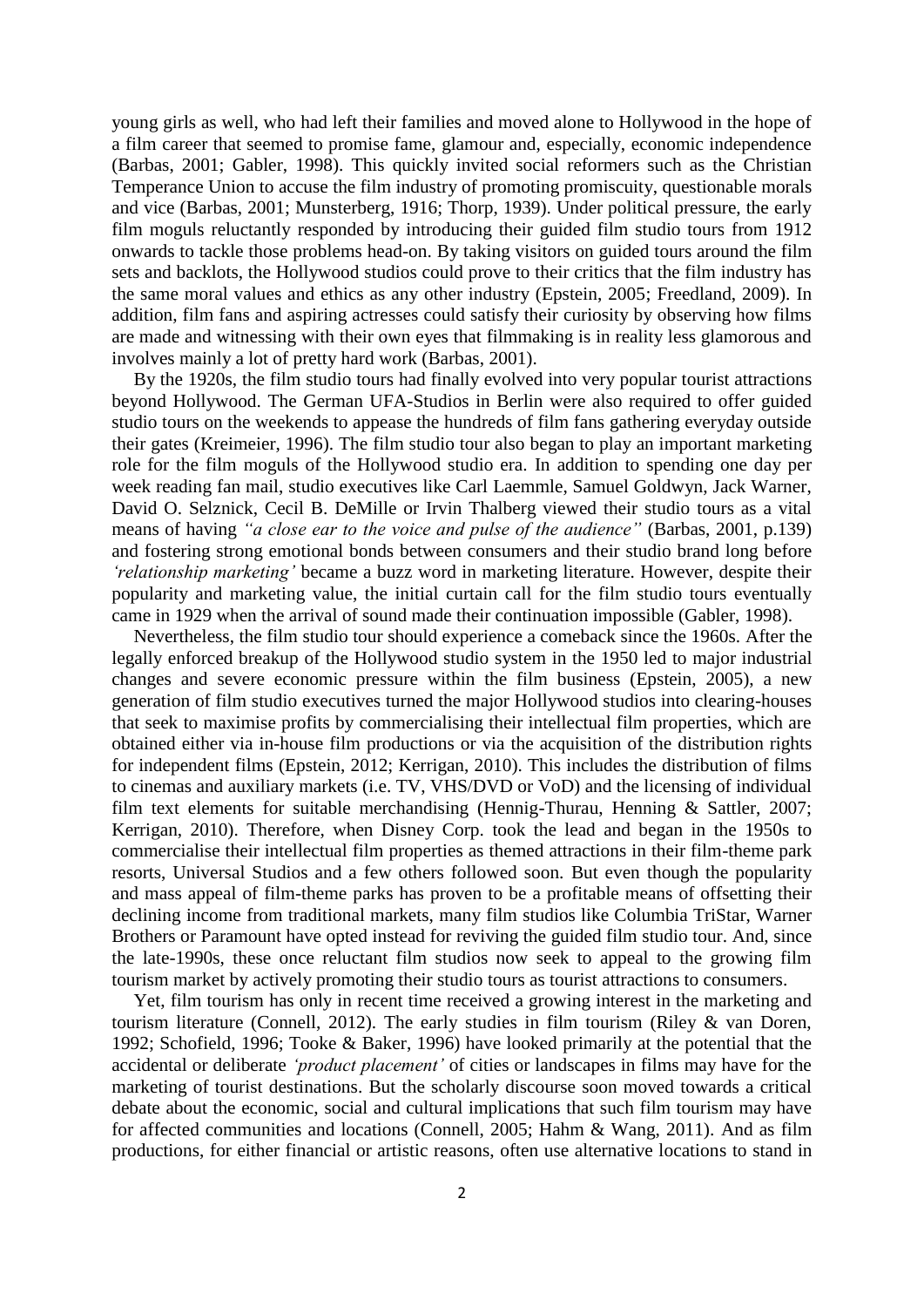young girls as well, who had left their families and moved alone to Hollywood in the hope of a film career that seemed to promise fame, glamour and, especially, economic independence (Barbas, 2001; Gabler, 1998). This quickly invited social reformers such as the Christian Temperance Union to accuse the film industry of promoting promiscuity, questionable morals and vice (Barbas, 2001; Munsterberg, 1916; Thorp, 1939). Under political pressure, the early film moguls reluctantly responded by introducing their guided film studio tours from 1912 onwards to tackle those problems head-on. By taking visitors on guided tours around the film sets and backlots, the Hollywood studios could prove to their critics that the film industry has the same moral values and ethics as any other industry (Epstein, 2005; Freedland, 2009). In addition, film fans and aspiring actresses could satisfy their curiosity by observing how films are made and witnessing with their own eyes that filmmaking is in reality less glamorous and involves mainly a lot of pretty hard work (Barbas, 2001).

By the 1920s, the film studio tours had finally evolved into very popular tourist attractions beyond Hollywood. The German UFA-Studios in Berlin were also required to offer guided studio tours on the weekends to appease the hundreds of film fans gathering everyday outside their gates (Kreimeier, 1996). The film studio tour also began to play an important marketing role for the film moguls of the Hollywood studio era. In addition to spending one day per week reading fan mail, studio executives like Carl Laemmle, Samuel Goldwyn, Jack Warner, David O. Selznick, Cecil B. DeMille or Irvin Thalberg viewed their studio tours as a vital means of having *"a close ear to the voice and pulse of the audience"* (Barbas, 2001, p.139) and fostering strong emotional bonds between consumers and their studio brand long before *'relationship marketing'* became a buzz word in marketing literature. However, despite their popularity and marketing value, the initial curtain call for the film studio tours eventually came in 1929 when the arrival of sound made their continuation impossible (Gabler, 1998).

Nevertheless, the film studio tour should experience a comeback since the 1960s. After the legally enforced breakup of the Hollywood studio system in the 1950 led to major industrial changes and severe economic pressure within the film business (Epstein, 2005), a new generation of film studio executives turned the major Hollywood studios into clearing-houses that seek to maximise profits by commercialising their intellectual film properties, which are obtained either via in-house film productions or via the acquisition of the distribution rights for independent films (Epstein, 2012; Kerrigan, 2010). This includes the distribution of films to cinemas and auxiliary markets (i.e. TV, VHS/DVD or VoD) and the licensing of individual film text elements for suitable merchandising (Hennig-Thurau, Henning & Sattler, 2007; Kerrigan, 2010). Therefore, when Disney Corp. took the lead and began in the 1950s to commercialise their intellectual film properties as themed attractions in their film-theme park resorts, Universal Studios and a few others followed soon. But even though the popularity and mass appeal of film-theme parks has proven to be a profitable means of offsetting their declining income from traditional markets, many film studios like Columbia TriStar, Warner Brothers or Paramount have opted instead for reviving the guided film studio tour. And, since the late-1990s, these once reluctant film studios now seek to appeal to the growing film tourism market by actively promoting their studio tours as tourist attractions to consumers.

Yet, film tourism has only in recent time received a growing interest in the marketing and tourism literature (Connell, 2012). The early studies in film tourism (Riley & van Doren, 1992; Schofield, 1996; Tooke & Baker, 1996) have looked primarily at the potential that the accidental or deliberate *'product placement'* of cities or landscapes in films may have for the marketing of tourist destinations. But the scholarly discourse soon moved towards a critical debate about the economic, social and cultural implications that such film tourism may have for affected communities and locations (Connell, 2005; Hahm & Wang, 2011). And as film productions, for either financial or artistic reasons, often use alternative locations to stand in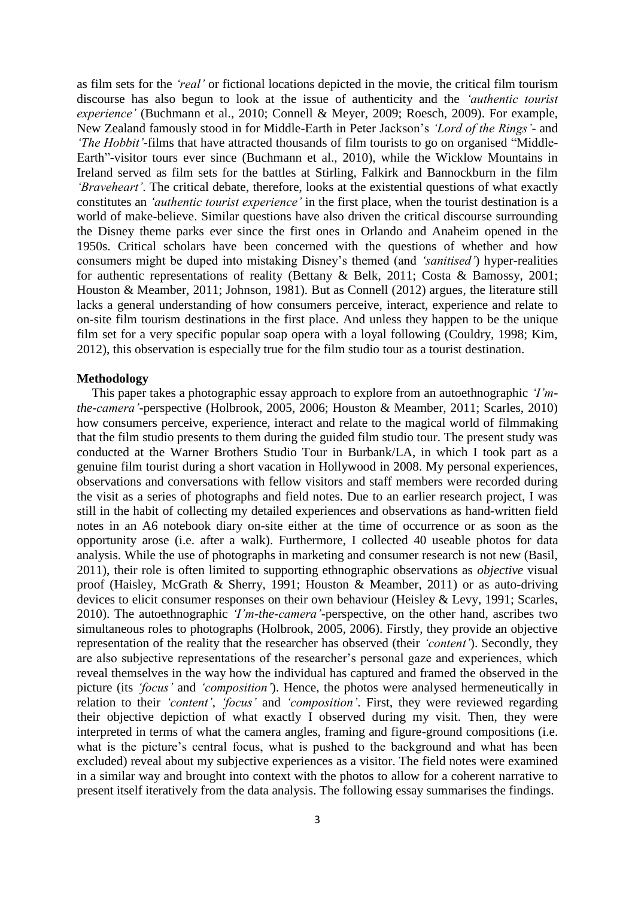as film sets for the *'real'* or fictional locations depicted in the movie, the critical film tourism discourse has also begun to look at the issue of authenticity and the *'authentic tourist experience'* (Buchmann et al., 2010; Connell & Meyer, 2009; Roesch, 2009). For example, New Zealand famously stood in for Middle-Earth in Peter Jackson's *'Lord of the Rings'*- and *'The Hobbit'*-films that have attracted thousands of film tourists to go on organised "Middle-Earth"-visitor tours ever since (Buchmann et al., 2010), while the Wicklow Mountains in Ireland served as film sets for the battles at Stirling, Falkirk and Bannockburn in the film *'Braveheart'*. The critical debate, therefore, looks at the existential questions of what exactly constitutes an *'authentic tourist experience'* in the first place, when the tourist destination is a world of make-believe. Similar questions have also driven the critical discourse surrounding the Disney theme parks ever since the first ones in Orlando and Anaheim opened in the 1950s. Critical scholars have been concerned with the questions of whether and how consumers might be duped into mistaking Disney's themed (and *'sanitised'*) hyper-realities for authentic representations of reality (Bettany & Belk, 2011; Costa & Bamossy, 2001; Houston & Meamber, 2011; Johnson, 1981). But as Connell (2012) argues, the literature still lacks a general understanding of how consumers perceive, interact, experience and relate to on-site film tourism destinations in the first place. And unless they happen to be the unique film set for a very specific popular soap opera with a loyal following (Couldry, 1998; Kim, 2012), this observation is especially true for the film studio tour as a tourist destination.

## Methodology

This paper takes a photographic essay approach to explore from an autoethnographic *'I'm-the-camera'*-perspective (Holbrook, 2005, 2006; Houston & Meamber, 2011; Scarles, 2010) how consumers perceive, experience, interact and relate to the magical world of filmmaking that the film studio presents to them during the guided film studio tour. The present study was conducted at the Warner Brothers Studio Tour in Burbank/LA, in which I took part as a genuine film tourist during a short vacation in Hollywood in 2008. My personal experiences, observations and conversations with fellow visitors and staff members were recorded during the visit as a series of photographs and field notes. Due to an earlier research project, I was still in the habit of collecting my detailed experiences and observations as hand-written field notes in an A6 notebook diary on-site either at the time of occurrence or as soon as the opportunity arose (i.e. after a walk). Furthermore, I collected 40 useable photos for data analysis. While the use of photographs in marketing and consumer research is not new (Basil, 2011), their role is often limited to supporting ethnographic observations as *objective* visual proof (Haisley, McGrath & Sherry, 1991; Houston & Meamber, 2011) or as auto-driving devices to elicit consumer responses on their own behaviour (Heisley & Levy, 1991; Scarles, 2010). The autoethnographic *'I'm-the-camera'*-perspective, on the other hand, ascribes two simultaneous roles to photographs (Holbrook, 2005, 2006). Firstly, they provide an objective representation of the reality that the researcher has observed (their *'content'*). Secondly, they are also subjective representations of the researcher's personal gaze and experiences, which reveal themselves in the way how the individual has captured and framed the observed in the picture (its *'focus'* and *'composition'*). Hence, the photos were analysed hermeneutically in relation to their *'content'*, *'focus'* and *'composition'*. First, they were reviewed regarding their objective depiction of what exactly I observed during my visit. Then, they were interpreted in terms of what the camera angles, framing and figure-ground compositions (i.e. what is the picture's central focus, what is pushed to the background and what has been excluded) reveal about my subjective experiences as a visitor. The field notes were examined in a similar way and brought into context with the photos to allow for a coherent narrative to present itself iteratively from the data analysis. The following essay summarises the findings.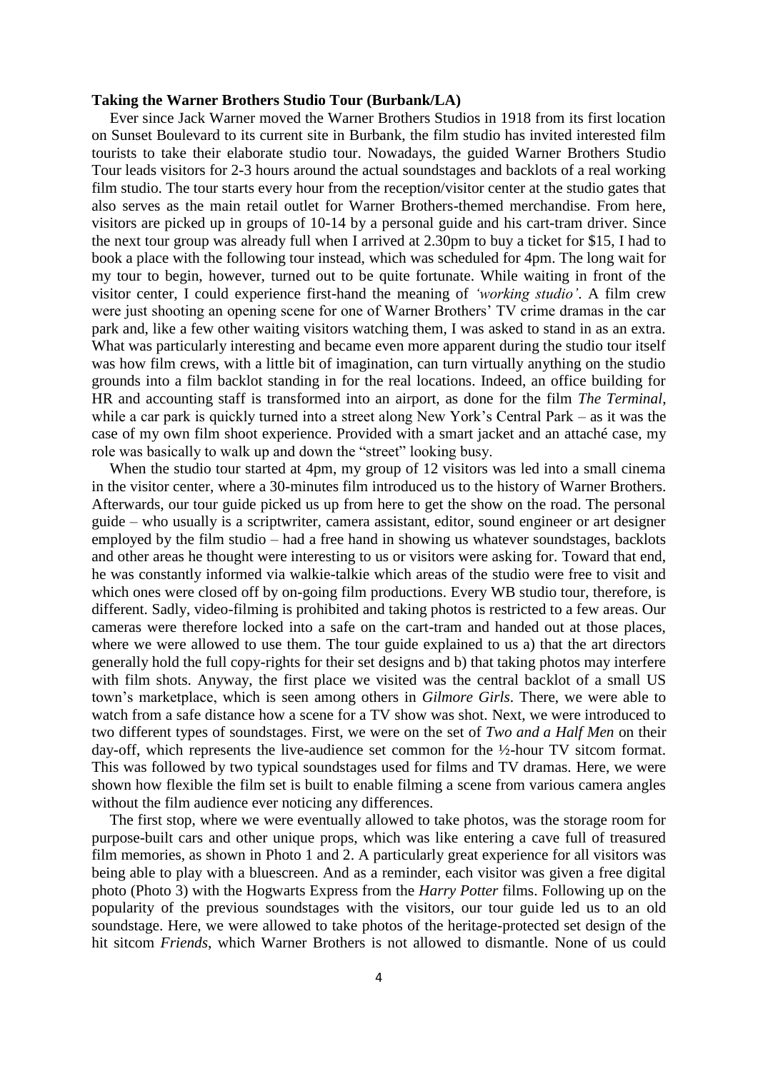**Taking the Warner Brothers Studio Tour (Burbank/LA)**

Ever since Jack Warner moved the Warner Brothers Studios in 1918 from its first location on Sunset Boulevard to its current site in Burbank, the film studio has invited interested film tourists to take their elaborate studio tour. Nowadays, the guided Warner Brothers Studio Tour leads visitors for 2-3 hours around the actual soundstages and backlots of a real working film studio. The tour starts every hour from the reception/visitor center at the studio gates that also serves as the main retail outlet for Warner Brothers-themed merchandise. From here, visitors are picked up in groups of 10-14 by a personal guide and his cart-tram driver. Since the next tour group was already full when I arrived at 2.30pm to buy a ticket for $15, I had to book a place with the following tour instead, which was scheduled for 4pm. The long wait for my tour to begin, however, turned out to be quite fortunate. While waiting in front of the visitor center, I could experience first-hand the meaning of *'working studio'*. A film crew were just shooting an opening scene for one of Warner Brothers' TV crime dramas in the car park and, like a few other waiting visitors watching them, I was asked to stand in as an extra. What was particularly interesting and became even more apparent during the studio tour itself was how film crews, with a little bit of imagination, can turn virtually anything on the studio grounds into a film backlot standing in for the real locations. Indeed, an office building for HR and accounting staff is transformed into an airport, as done for the film *The Terminal*, while a car park is quickly turned into a street along New York's Central Park – as it was the case of my own film shoot experience. Provided with a smart jacket and an attaché case, my role was basically to walk up and down the "street" looking busy.

When the studio tour started at 4pm, my group of 12 visitors was led into a small cinema in the visitor center, where a 30-minutes film introduced us to the history of Warner Brothers. Afterwards, our tour guide picked us up from here to get the show on the road. The personal guide – who usually is a scriptwriter, camera assistant, editor, sound engineer or art designer employed by the film studio – had a free hand in showing us whatever soundstages, backlots and other areas he thought were interesting to us or visitors were asking for. Toward that end, he was constantly informed via walkie-talkie which areas of the studio were free to visit and which ones were closed off by on-going film productions. Every WB studio tour, therefore, is different. Sadly, video-filming is prohibited and taking photos is restricted to a few areas. Our cameras were therefore locked into a safe on the cart-tram and handed out at those places, where we were allowed to use them. The tour guide explained to us a) that the art directors generally hold the full copy-rights for their set designs and b) that taking photos may interfere with film shots. Anyway, the first place we visited was the central backlot of a small US town's marketplace, which is seen among others in *Gilmore Girls*. There, we were able to watch from a safe distance how a scene for a TV show was shot. Next, we were introduced to two different types of soundstages. First, we were on the set of *Two and a Half Men* on their day-off, which represents the live-audience set common for the ½-hour TV sitcom format. This was followed by two typical soundstages used for films and TV dramas. Here, we were shown how flexible the film set is built to enable filming a scene from various camera angles without the film audience ever noticing any differences.

The first stop, where we were eventually allowed to take photos, was the storage room for purpose-built cars and other unique props, which was like entering a cave full of treasured film memories, as shown in Photo 1 and 2. A particularly great experience for all visitors was being able to play with a bluescreen. And as a reminder, each visitor was given a free digital photo (Photo 3) with the Hogwarts Express from the *Harry Potter* films. Following up on the popularity of the previous soundstages with the visitors, our tour guide led us to an old soundstage. Here, we were allowed to take photos of the heritage-protected set design of the hit sitcom *Friends*, which Warner Brothers is not allowed to dismantle. None of us could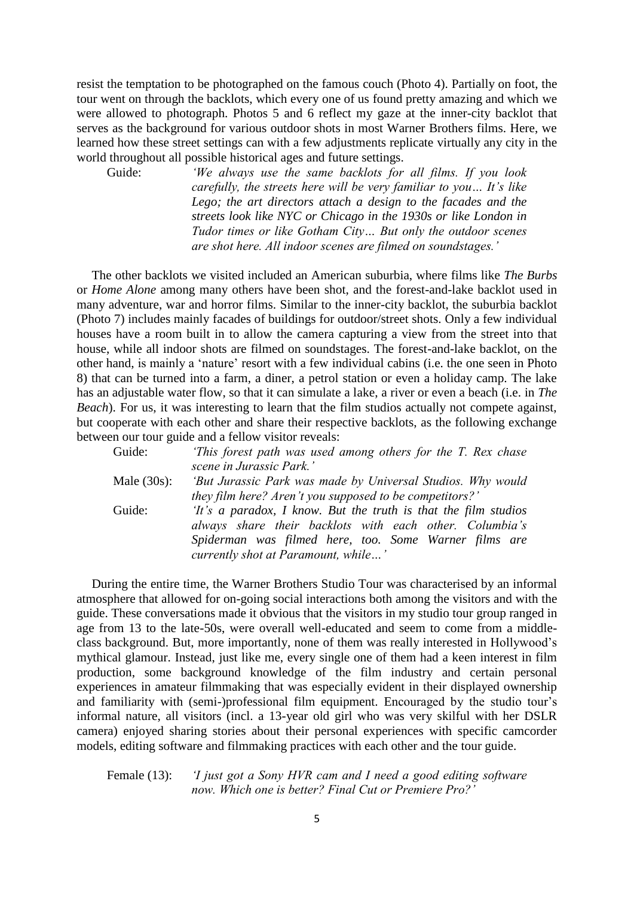resist the temptation to be photographed on the famous couch (Photo 4). Partially on foot, the tour went on through the backlots, which every one of us found pretty amazing and which we were allowed to photograph. Photos 5 and 6 reflect my gaze at the inner-city backlot that serves as the background for various outdoor shots in most Warner Brothers films. Here, we learned how these street settings can with a few adjustments replicate virtually any city in the world throughout all possible historical ages and future settings.

Guide: *'We always use the same backlots for all films. If you look carefully, the streets here will be very familiar to you… It's like Lego; the art directors attach a design to the facades and the streets look like NYC or Chicago in the 1930s or like London in Tudor times or like Gotham City… But only the outdoor scenes are shot here. All indoor scenes are filmed on soundstages.'*

The other backlots we visited included an American suburbia, where films like *The Burbs* or *Home Alone* among many others have been shot, and the forest-and-lake backlot used in many adventure, war and horror films. Similar to the inner-city backlot, the suburbia backlot (Photo 7) includes mainly facades of buildings for outdoor/street shots. Only a few individual houses have a room built in to allow the camera capturing a view from the street into that house, while all indoor shots are filmed on soundstages. The forest-and-lake backlot, on the other hand, is mainly a 'nature' resort with a few individual cabins (i.e. the one seen in Photo 8) that can be turned into a farm, a diner, a petrol station or even a holiday camp. The lake has an adjustable water flow, so that it can simulate a lake, a river or even a beach (i.e. in *The Beach*). For us, it was interesting to learn that the film studios actually not compete against, but cooperate with each other and share their respective backlots, as the following exchange between our tour guide and a fellow visitor reveals:

Guide: *'This forest path was used among others for the T. Rex chase scene in Jurassic Park.'*

Male (30s): *'But Jurassic Park was made by Universal Studios. Why would they film here? Aren't you supposed to be competitors?'*

Guide: *'It's a paradox, I know. But the truth is that the film studios always share their backlots with each other. Columbia's Spiderman was filmed here, too. Some Warner films are currently shot at Paramount, while…'*

During the entire time, the Warner Brothers Studio Tour was characterised by an informal atmosphere that allowed for on-going social interactions both among the visitors and with the guide. These conversations made it obvious that the visitors in my studio tour group ranged in age from 13 to the late-50s, were overall well-educated and seem to come from a middle-class background. But, more importantly, none of them was really interested in Hollywood's mythical glamour. Instead, just like me, every single one of them had a keen interest in film production, some background knowledge of the film industry and certain personal experiences in amateur filmmaking that was especially evident in their displayed ownership and familiarity with (semi-)professional film equipment. Encouraged by the studio tour's informal nature, all visitors (incl. a 13-year old girl who was very skilful with her DSLR camera) enjoyed sharing stories about their personal experiences with specific camcorder models, editing software and filmmaking practices with each other and the tour guide.

Female (13): *'I just got a Sony HVR cam and I need a good editing software now. Which one is better? Final Cut or Premiere Pro?'*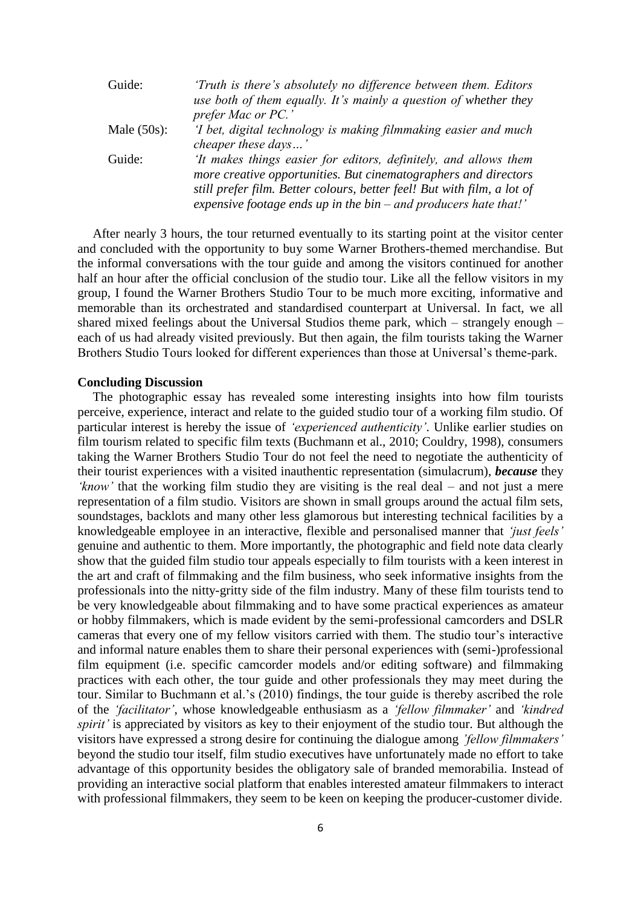Guide: *'Truth is there's absolutely no difference between them. Editors use both of them equally. It's mainly a question of whether they prefer Mac or PC.'*

Male (50s): *'I bet, digital technology is making filmmaking easier and much cheaper these days…'*

Guide: *'It makes things easier for editors, definitely, and allows them more creative opportunities. But cinematographers and directors still prefer film. Better colours, better feel! But with film, a lot of expensive footage ends up in the bin – and producers hate that!'*

After nearly 3 hours, the tour returned eventually to its starting point at the visitor center and concluded with the opportunity to buy some Warner Brothers-themed merchandise. But the informal conversations with the tour guide and among the visitors continued for another half an hour after the official conclusion of the studio tour. Like all the fellow visitors in my group, I found the Warner Brothers Studio Tour to be much more exciting, informative and memorable than its orchestrated and standardised counterpart at Universal. In fact, we all shared mixed feelings about the Universal Studios theme park, which – strangely enough – each of us had already visited previously. But then again, the film tourists taking the Warner Brothers Studio Tours looked for different experiences than those at Universal's theme-park.

**Concluding Discussion**

The photographic essay has revealed some interesting insights into how film tourists perceive, experience, interact and relate to the guided studio tour of a working film studio. Of particular interest is hereby the issue of *'experienced authenticity'*. Unlike earlier studies on film tourism related to specific film texts (Buchmann et al., 2010; Couldry, 1998), consumers taking the Warner Brothers Studio Tour do not feel the need to negotiate the authenticity of their tourist experiences with a visited inauthentic representation (simulacrum), ***because*** they *'know'* that the working film studio they are visiting is the real deal – and not just a mere representation of a film studio. Visitors are shown in small groups around the actual film sets, soundstages, backlots and many other less glamorous but interesting technical facilities by a knowledgeable employee in an interactive, flexible and personalised manner that *'just feels'* genuine and authentic to them. More importantly, the photographic and field note data clearly show that the guided film studio tour appeals especially to film tourists with a keen interest in the art and craft of filmmaking and the film business, who seek informative insights from the professionals into the nitty-gritty side of the film industry. Many of these film tourists tend to be very knowledgeable about filmmaking and to have some practical experiences as amateur or hobby filmmakers, which is made evident by the semi-professional camcorders and DSLR cameras that every one of my fellow visitors carried with them. The studio tour's interactive and informal nature enables them to share their personal experiences with (semi-)professional film equipment (i.e. specific camcorder models and/or editing software) and filmmaking practices with each other, the tour guide and other professionals they may meet during the tour. Similar to Buchmann et al.'s (2010) findings, the tour guide is thereby ascribed the role of the *'facilitator'*, whose knowledgeable enthusiasm as a *'fellow filmmaker'* and *'kindred spirit'* is appreciated by visitors as key to their enjoyment of the studio tour. But although the visitors have expressed a strong desire for continuing the dialogue among *'fellow filmmakers'* beyond the studio tour itself, film studio executives have unfortunately made no effort to take advantage of this opportunity besides the obligatory sale of branded memorabilia. Instead of providing an interactive social platform that enables interested amateur filmmakers to interact with professional filmmakers, they seem to be keen on keeping the producer-customer divide.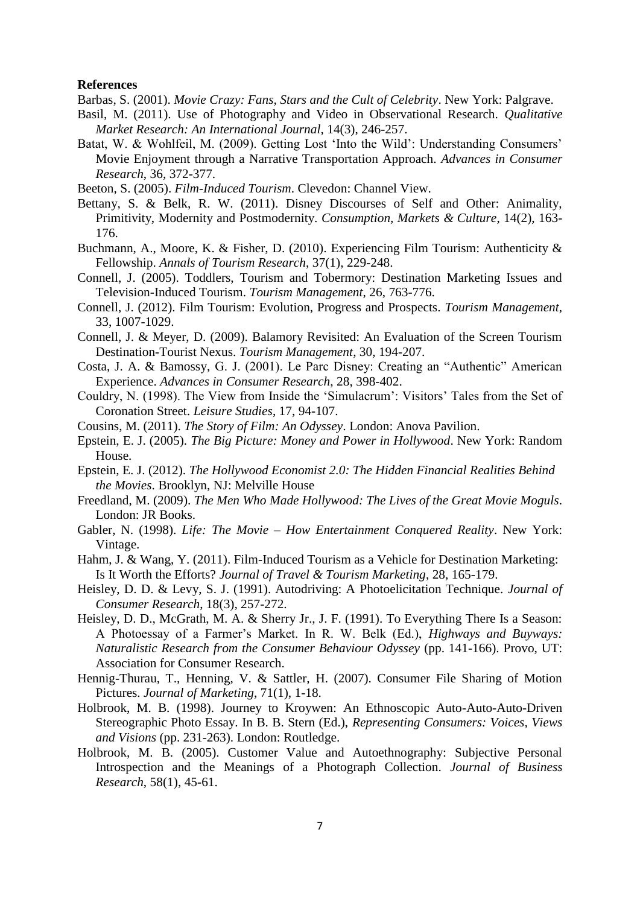## References

Barbas, S. (2001). *Movie Crazy: Fans, Stars and the Cult of Celebrity*. New York: Palgrave.

Basil, M. (2011). Use of Photography and Video in Observational Research. *Qualitative Market Research: An International Journal*, 14(3), 246-257.

Batat, W. & Wohlfeil, M. (2009). Getting Lost 'Into the Wild': Understanding Consumers' Movie Enjoyment through a Narrative Transportation Approach. *Advances in Consumer Research*, 36, 372-377.

Beeton, S. (2005). *Film-Induced Tourism*. Clevedon: Channel View.

Bettany, S. & Belk, R. W. (2011). Disney Discourses of Self and Other: Animality, Primitivity, Modernity and Postmodernity. *Consumption, Markets & Culture*, 14(2), 163-176.

Buchmann, A., Moore, K. & Fisher, D. (2010). Experiencing Film Tourism: Authenticity & Fellowship. *Annals of Tourism Research*, 37(1), 229-248.

Connell, J. (2005). Toddlers, Tourism and Tobermory: Destination Marketing Issues and Television-Induced Tourism. *Tourism Management*, 26, 763-776.

Connell, J. (2012). Film Tourism: Evolution, Progress and Prospects. *Tourism Management*, 33, 1007-1029.

Connell, J. & Meyer, D. (2009). Balamory Revisited: An Evaluation of the Screen Tourism Destination-Tourist Nexus. *Tourism Management*, 30, 194-207.

Costa, J. A. & Bamossy, G. J. (2001). Le Parc Disney: Creating an "Authentic" American Experience. *Advances in Consumer Research*, 28, 398-402.

Couldry, N. (1998). The View from Inside the 'Simulacrum': Visitors' Tales from the Set of Coronation Street. *Leisure Studies*, 17, 94-107.

Cousins, M. (2011). *The Story of Film: An Odyssey*. London: Anova Pavilion.

Epstein, E. J. (2005). *The Big Picture: Money and Power in Hollywood*. New York: Random House.

Epstein, E. J. (2012). *The Hollywood Economist 2.0: The Hidden Financial Realities Behind the Movies*. Brooklyn, NJ: Melville House

Freedland, M. (2009). *The Men Who Made Hollywood: The Lives of the Great Movie Moguls*. London: JR Books.

Gabler, N. (1998). *Life: The Movie – How Entertainment Conquered Reality*. New York: Vintage.

Hahm, J. & Wang, Y. (2011). Film-Induced Tourism as a Vehicle for Destination Marketing: Is It Worth the Efforts? *Journal of Travel & Tourism Marketing*, 28, 165-179.

Heisley, D. D. & Levy, S. J. (1991). Autodriving: A Photoelicitation Technique. *Journal of Consumer Research*, 18(3), 257-272.

Heisley, D. D., McGrath, M. A. & Sherry Jr., J. F. (1991). To Everything There Is a Season: A Photoessay of a Farmer's Market. In R. W. Belk (Ed.), *Highways and Buyways: Naturalistic Research from the Consumer Behaviour Odyssey* (pp. 141-166). Provo, UT: Association for Consumer Research.

Hennig-Thurau, T., Henning, V. & Sattler, H. (2007). Consumer File Sharing of Motion Pictures. *Journal of Marketing*, 71(1), 1-18.

Holbrook, M. B. (1998). Journey to Kroywen: An Ethnoscopic Auto-Auto-Auto-Driven Stereographic Photo Essay. In B. B. Stern (Ed.), *Representing Consumers: Voices, Views and Visions* (pp. 231-263). London: Routledge.

Holbrook, M. B. (2005). Customer Value and Autoethnography: Subjective Personal Introspection and the Meanings of a Photograph Collection. *Journal of Business Research*, 58(1), 45-61.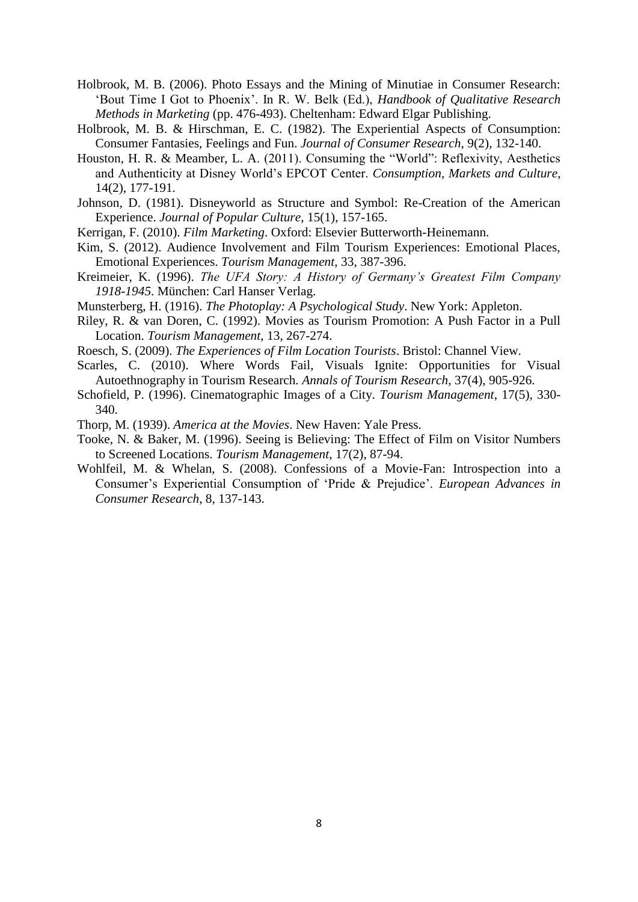Holbrook, M. B. (2006). Photo Essays and the Mining of Minutiae in Consumer Research: 'Bout Time I Got to Phoenix'. In R. W. Belk (Ed.), *Handbook of Qualitative Research Methods in Marketing* (pp. 476-493). Cheltenham: Edward Elgar Publishing.

Holbrook, M. B. & Hirschman, E. C. (1982). The Experiential Aspects of Consumption: Consumer Fantasies, Feelings and Fun. *Journal of Consumer Research*, 9(2), 132-140.

Houston, H. R. & Meamber, L. A. (2011). Consuming the "World": Reflexivity, Aesthetics and Authenticity at Disney World's EPCOT Center. *Consumption, Markets and Culture*, 14(2), 177-191.

Johnson, D. (1981). Disneyworld as Structure and Symbol: Re-Creation of the American Experience. *Journal of Popular Culture*, 15(1), 157-165.

Kerrigan, F. (2010). *Film Marketing*. Oxford: Elsevier Butterworth-Heinemann.

Kim, S. (2012). Audience Involvement and Film Tourism Experiences: Emotional Places, Emotional Experiences. *Tourism Management*, 33, 387-396.

Kreimeier, K. (1996). *The UFA Story: A History of Germany's Greatest Film Company 1918-1945*. München: Carl Hanser Verlag.

Munsterberg, H. (1916). *The Photoplay: A Psychological Study*. New York: Appleton.

Riley, R. & van Doren, C. (1992). Movies as Tourism Promotion: A Push Factor in a Pull Location. *Tourism Management*, 13, 267-274.

Roesch, S. (2009). *The Experiences of Film Location Tourists*. Bristol: Channel View.

Scarles, C. (2010). Where Words Fail, Visuals Ignite: Opportunities for Visual Autoethnography in Tourism Research. *Annals of Tourism Research*, 37(4), 905-926.

Schofield, P. (1996). Cinematographic Images of a City. *Tourism Management*, 17(5), 330-340.

Thorp, M. (1939). *America at the Movies*. New Haven: Yale Press.

Tooke, N. & Baker, M. (1996). Seeing is Believing: The Effect of Film on Visitor Numbers to Screened Locations. *Tourism Management*, 17(2), 87-94.

Wohlfeil, M. & Whelan, S. (2008). Confessions of a Movie-Fan: Introspection into a Consumer's Experiential Consumption of 'Pride & Prejudice'. *European Advances in Consumer Research*, 8, 137-143.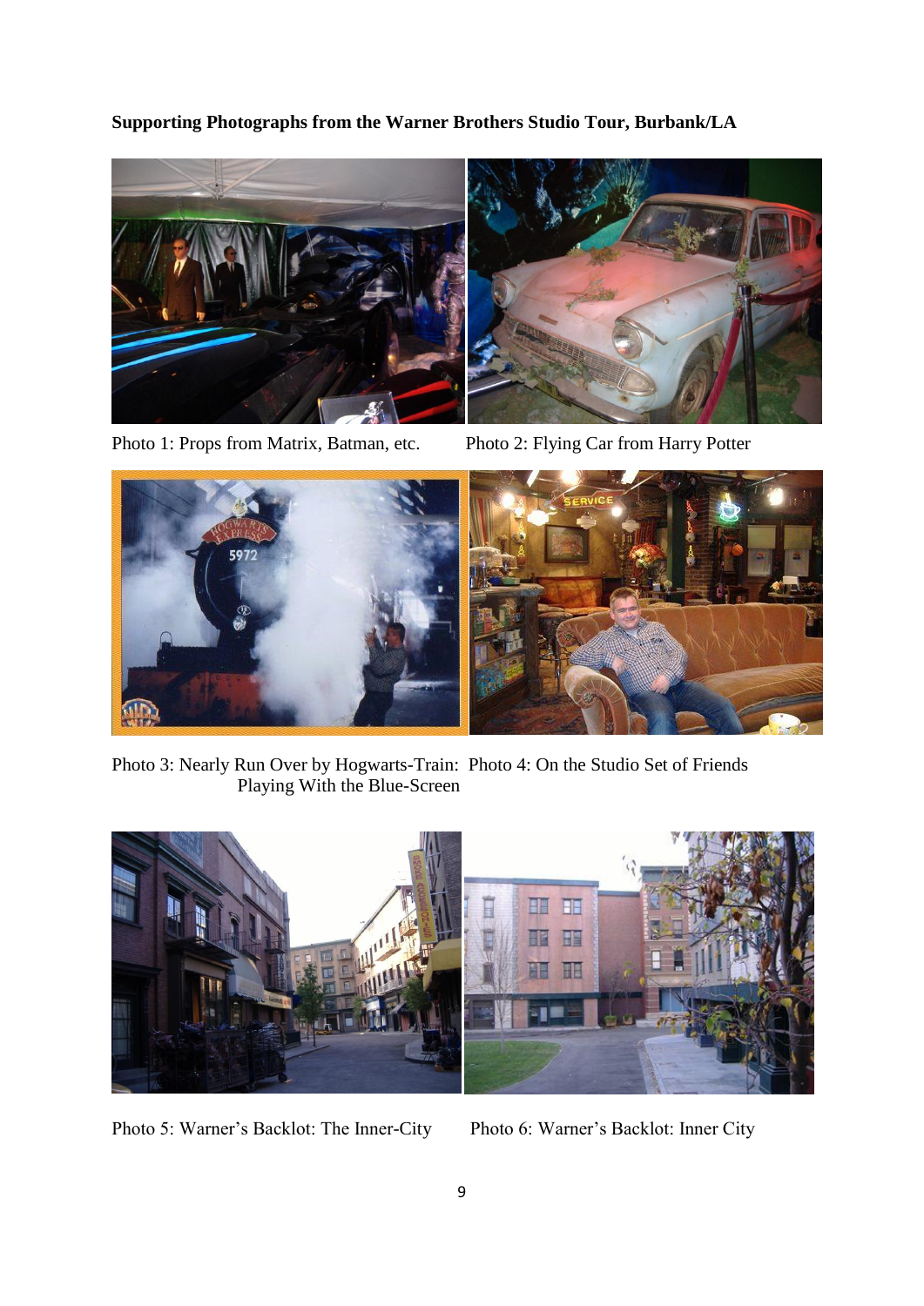**Supporting Photographs from the Warner Brothers Studio Tour, Burbank/LA**

Photo 1: Props from Matrix, Batman, etc.

Photo 2: Flying Car from Harry Potter

Photo 3: Nearly Run Over by Hogwarts-Train: Playing With the Blue-Screen

Photo 4: On the Studio Set of Friends

Photo 5: Warner's Backlot: The Inner-City

Photo 6: Warner's Backlot: Inner City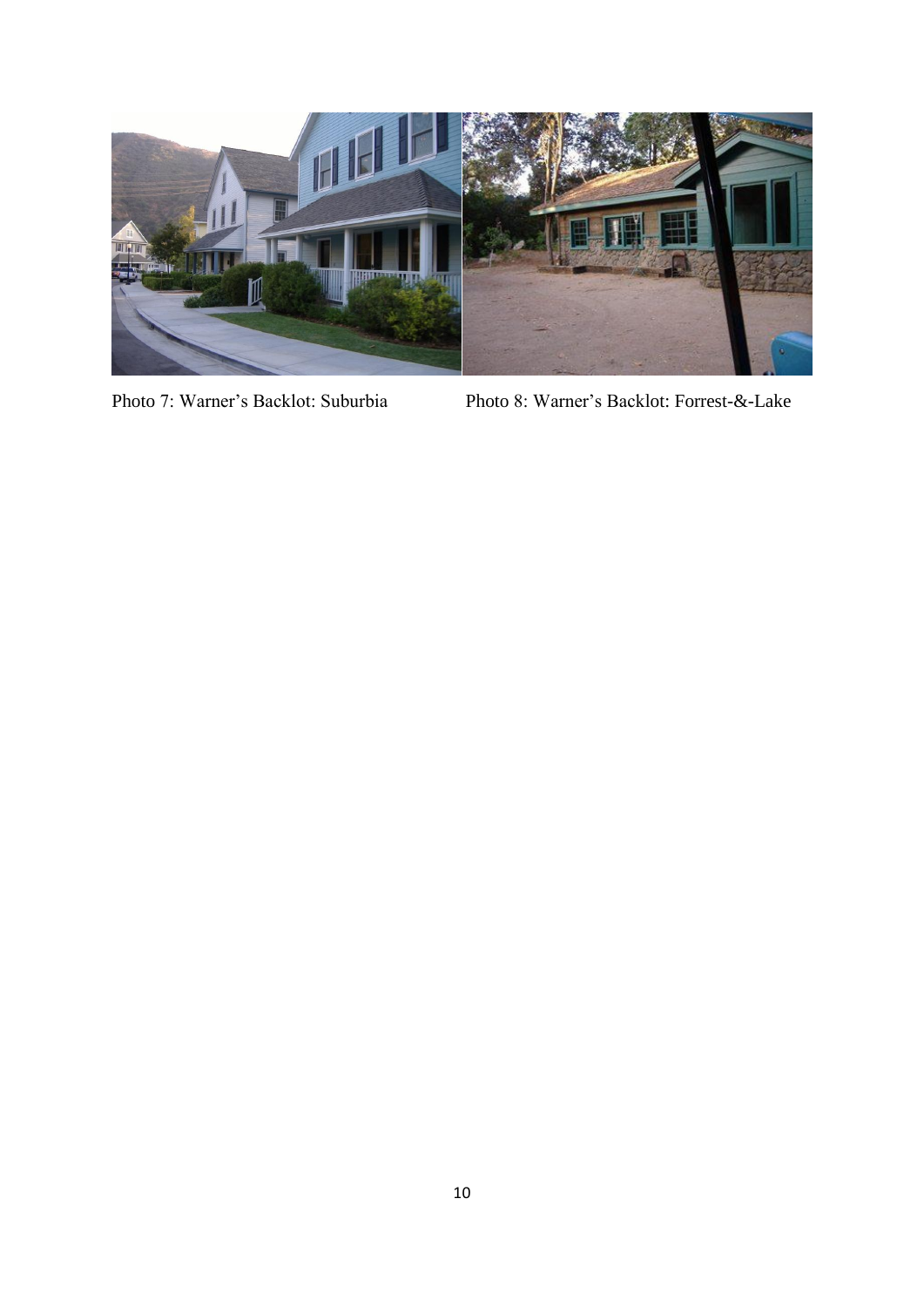Photo 7: Warner's Backlot: Suburbia

Photo 8: Warner's Backlot: Forrest-&-Lake